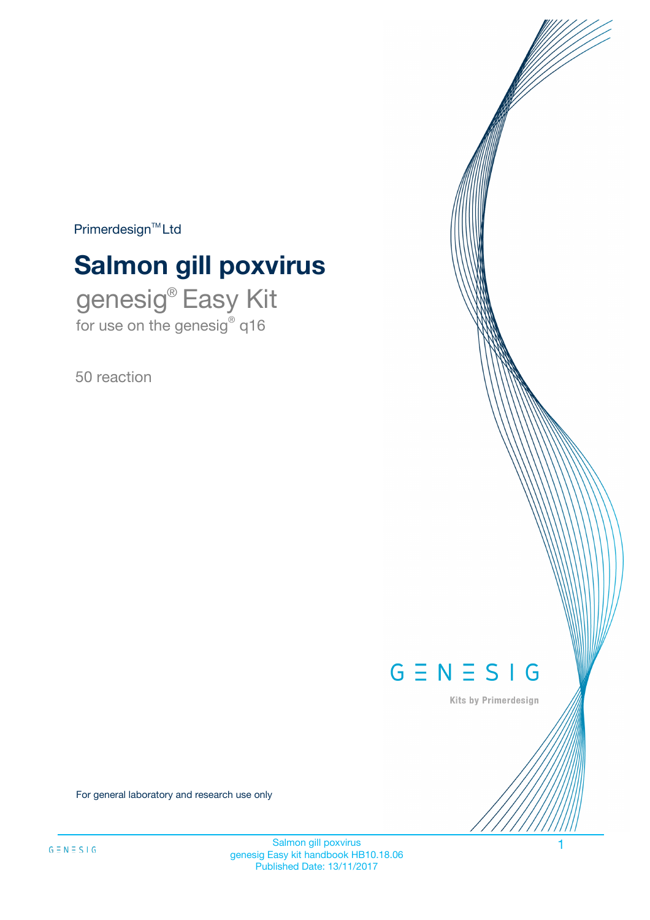Primerdesign™ Ltd

# Salmon gill poxvirus

genesig® Easy Kit
for use on the genesig® q16

50 reaction

GENESIG

Kits by Primerdesign

For general laboratory and research use only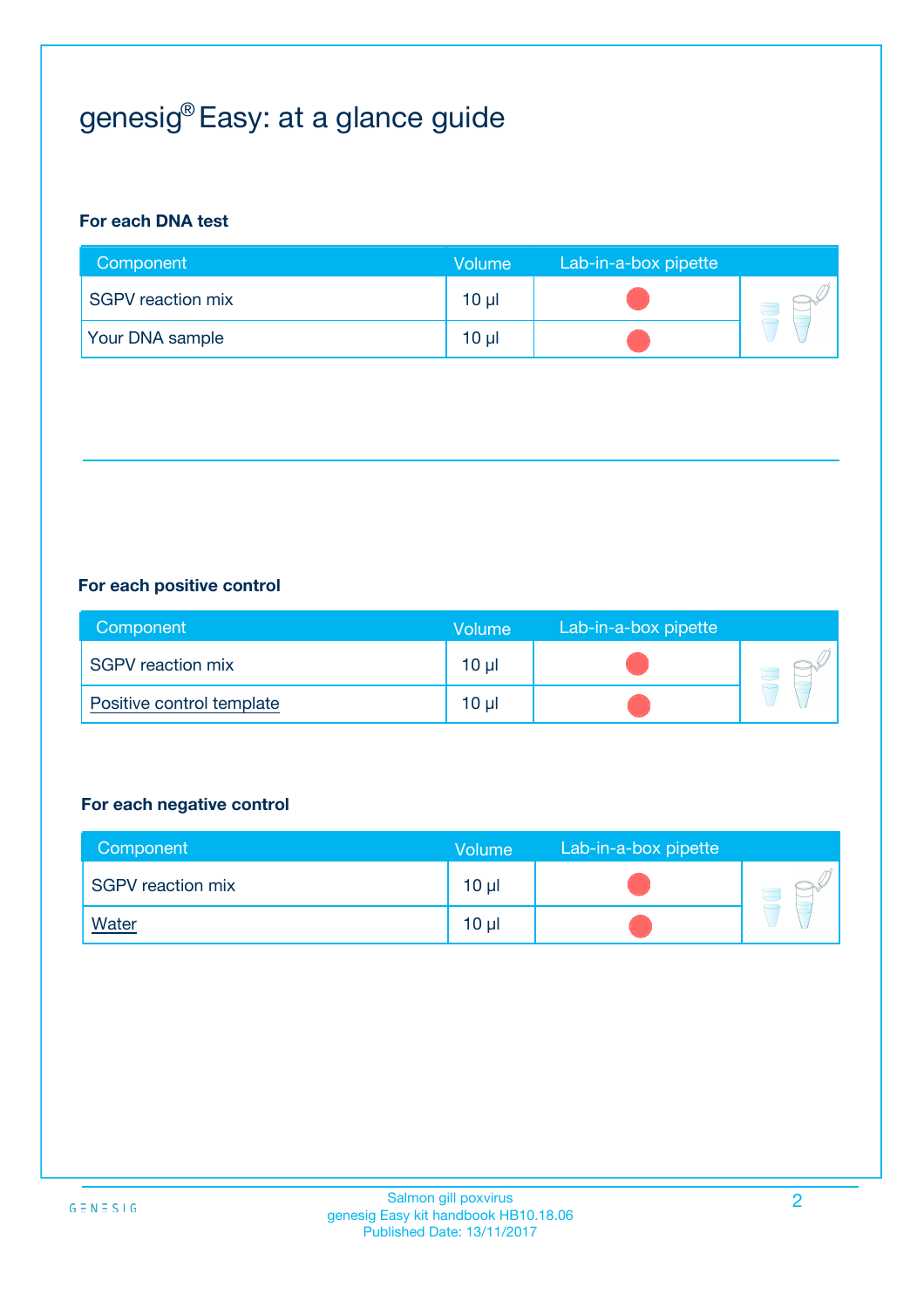# genesig® Easy: at a glance guide

### For each DNA test

| Component | Volume | Lab-in-a-box pipette |
|---|---|---|
| SGPV reaction mix | 10 µl | |
| Your DNA sample | 10 µl | |

### For each positive control

| Component | Volume | Lab-in-a-box pipette |
|---|---|---|
| SGPV reaction mix | 10 µl | |
| Positive control template | 10 µl | |

### For each negative control

| Component | Volume | Lab-in-a-box pipette |
|---|---|---|
| SGPV reaction mix | 10 µl | |
| Water | 10 µl | |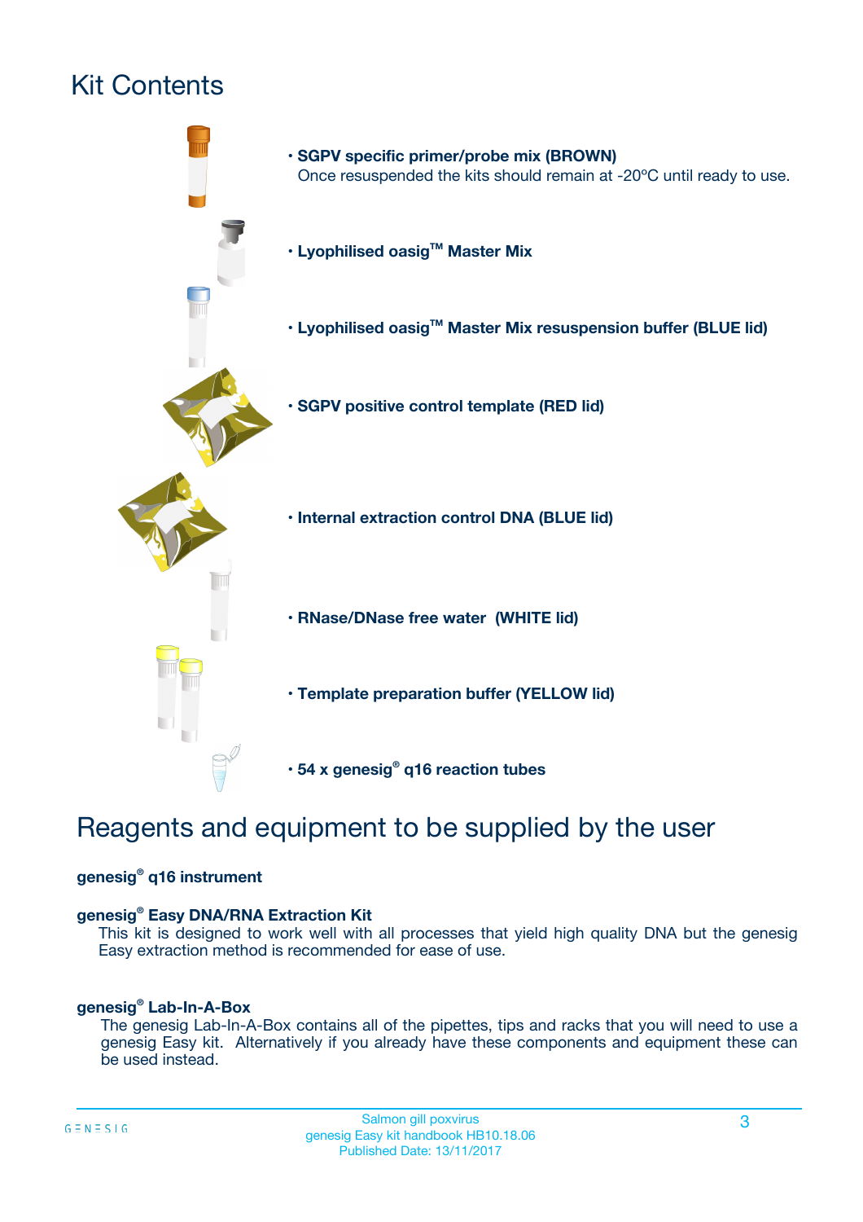# Kit Contents

- **SGPV specific primer/probe mix (BROWN)**
  Once resuspended the kits should remain at -20ºC until ready to use.
- **Lyophilised oasig™ Master Mix**
- **Lyophilised oasig™ Master Mix resuspension buffer (BLUE lid)**
- **SGPV positive control template (RED lid)**
- **Internal extraction control DNA (BLUE lid)**
- **RNase/DNase free water (WHITE lid)**
- **Template preparation buffer (YELLOW lid)**
- **54 x genesig® q16 reaction tubes**

# Reagents and equipment to be supplied by the user

**genesig® q16 instrument**

**genesig® Easy DNA/RNA Extraction Kit**

This kit is designed to work well with all processes that yield high quality DNA but the genesig Easy extraction method is recommended for ease of use.

**genesig® Lab-In-A-Box**

The genesig Lab-In-A-Box contains all of the pipettes, tips and racks that you will need to use a genesig Easy kit. Alternatively if you already have these components and equipment these can be used instead.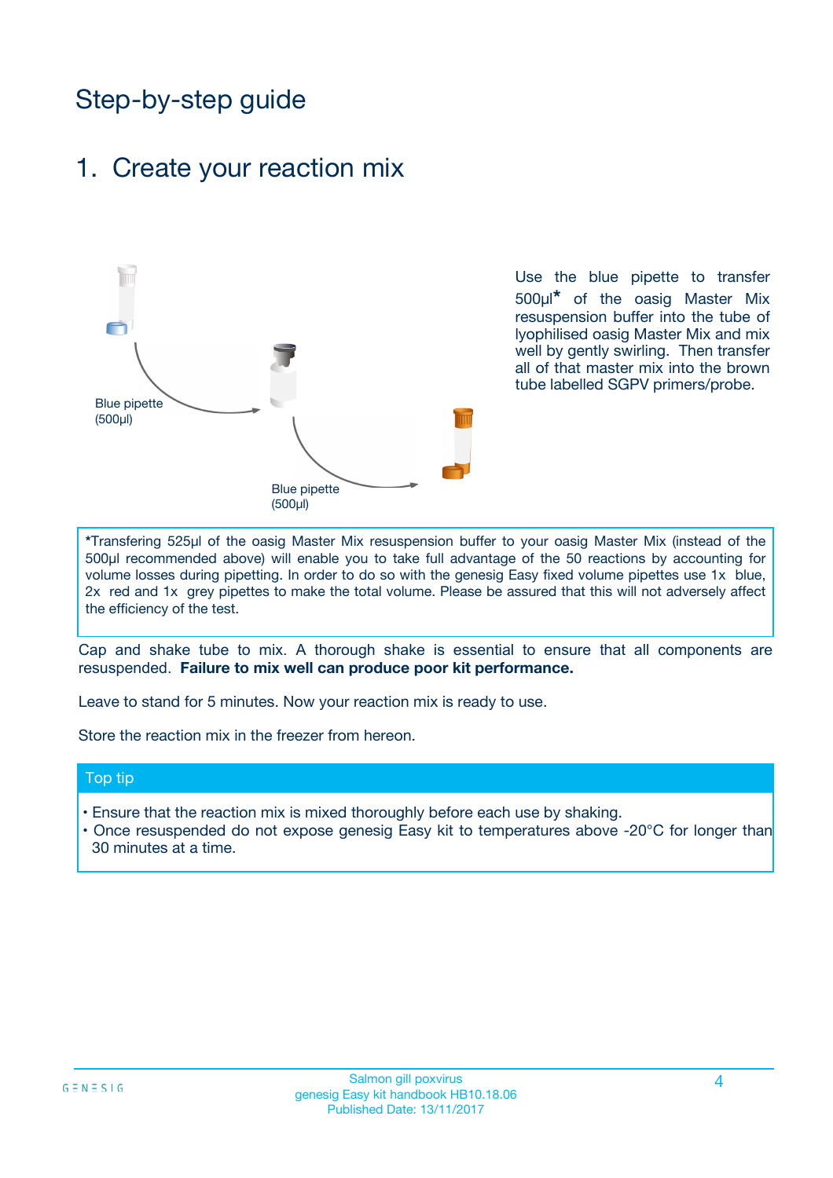# Step-by-step guide

## 1. Create your reaction mix

Blue pipette (500µl)

Blue pipette (500µl)

Use the blue pipette to transfer 500µl* of the oasig Master Mix resuspension buffer into the tube of lyophilised oasig Master Mix and mix well by gently swirling. Then transfer all of that master mix into the brown tube labelled SGPV primers/probe.

*Transfering 525µl of the oasig Master Mix resuspension buffer to your oasig Master Mix (instead of the 500µl recommended above) will enable you to take full advantage of the 50 reactions by accounting for volume losses during pipetting. In order to do so with the genesig Easy fixed volume pipettes use 1x blue, 2x red and 1x grey pipettes to make the total volume. Please be assured that this will not adversely affect the efficiency of the test.

Cap and shake tube to mix. A thorough shake is essential to ensure that all components are resuspended. **Failure to mix well can produce poor kit performance.**

Leave to stand for 5 minutes. Now your reaction mix is ready to use.

Store the reaction mix in the freezer from hereon.

**Top tip**

- Ensure that the reaction mix is mixed thoroughly before each use by shaking.
- Once resuspended do not expose genesig Easy kit to temperatures above -20°C for longer than 30 minutes at a time.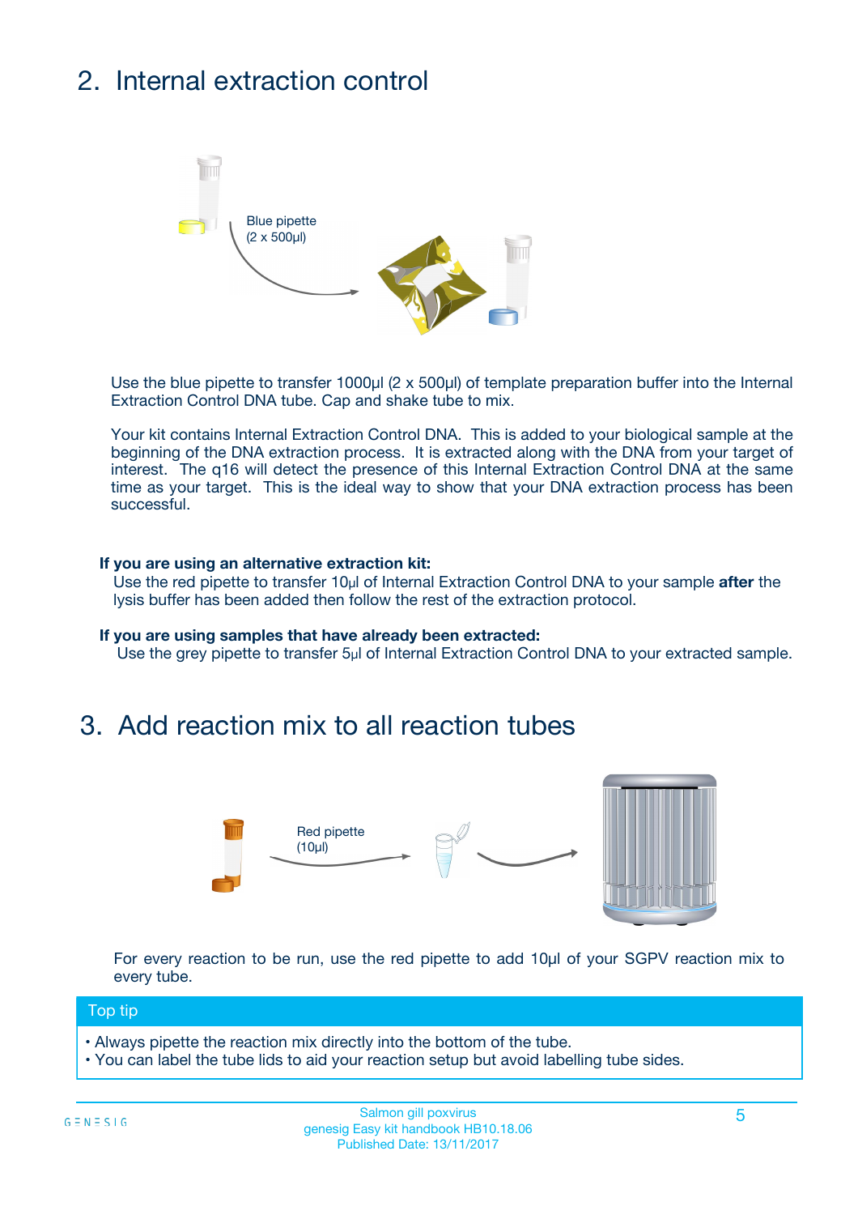## 2. Internal extraction control

Blue pipette
(2 x 500µl)

Use the blue pipette to transfer 1000µl (2 x 500µl) of template preparation buffer into the Internal Extraction Control DNA tube. Cap and shake tube to mix.

Your kit contains Internal Extraction Control DNA. This is added to your biological sample at the beginning of the DNA extraction process. It is extracted along with the DNA from your target of interest. The q16 will detect the presence of this Internal Extraction Control DNA at the same time as your target. This is the ideal way to show that your DNA extraction process has been successful.

**If you are using an alternative extraction kit:**
Use the red pipette to transfer 10µl of Internal Extraction Control DNA to your sample **after** the lysis buffer has been added then follow the rest of the extraction protocol.

**If you are using samples that have already been extracted:**
Use the grey pipette to transfer 5µl of Internal Extraction Control DNA to your extracted sample.

## 3. Add reaction mix to all reaction tubes

Red pipette
(10µl)

For every reaction to be run, use the red pipette to add 10µl of your SGPV reaction mix to every tube.

**Top tip**

- Always pipette the reaction mix directly into the bottom of the tube.
- You can label the tube lids to aid your reaction setup but avoid labelling tube sides.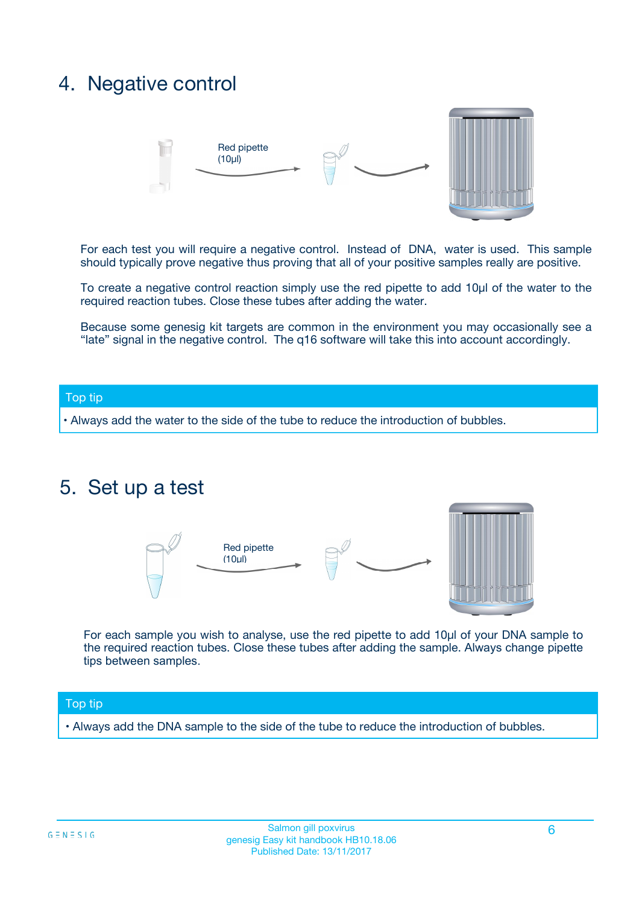## 4. Negative control

Red pipette (10µl)

For each test you will require a negative control. Instead of DNA, water is used. This sample should typically prove negative thus proving that all of your positive samples really are positive.

To create a negative control reaction simply use the red pipette to add 10µl of the water to the required reaction tubes. Close these tubes after adding the water.

Because some genesig kit targets are common in the environment you may occasionally see a "late" signal in the negative control. The q16 software will take this into account accordingly.

**Top tip**

- Always add the water to the side of the tube to reduce the introduction of bubbles.

## 5. Set up a test

Red pipette (10µl)

For each sample you wish to analyse, use the red pipette to add 10µl of your DNA sample to the required reaction tubes. Close these tubes after adding the sample. Always change pipette tips between samples.

**Top tip**

- Always add the DNA sample to the side of the tube to reduce the introduction of bubbles.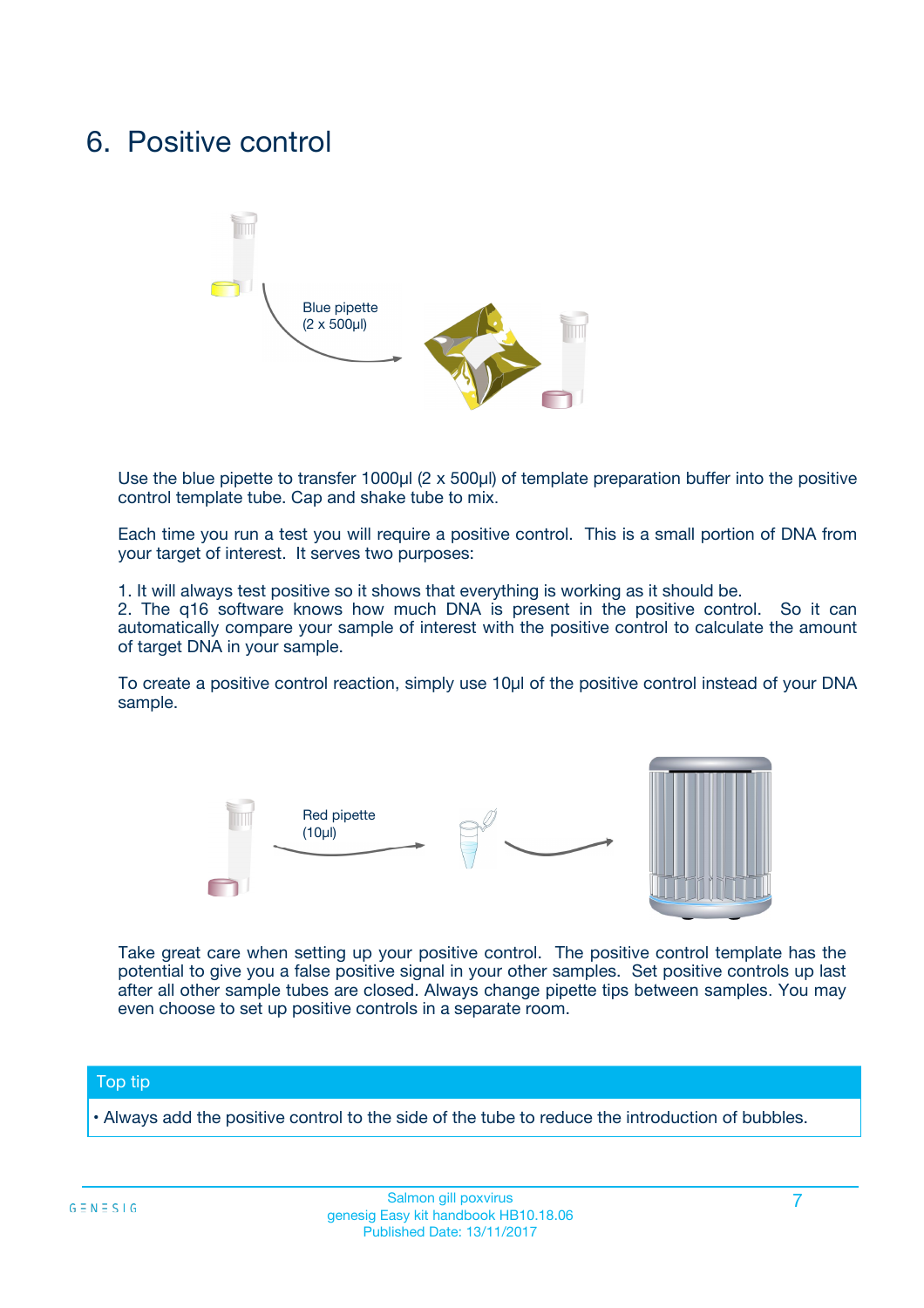# 6. Positive control

Blue pipette (2 x 500µl)

Use the blue pipette to transfer 1000µl (2 x 500µl) of template preparation buffer into the positive control template tube. Cap and shake tube to mix.

Each time you run a test you will require a positive control. This is a small portion of DNA from your target of interest. It serves two purposes:

1. It will always test positive so it shows that everything is working as it should be.
2. The q16 software knows how much DNA is present in the positive control. So it can automatically compare your sample of interest with the positive control to calculate the amount of target DNA in your sample.

To create a positive control reaction, simply use 10µl of the positive control instead of your DNA sample.

Red pipette (10µl)

Take great care when setting up your positive control. The positive control template has the potential to give you a false positive signal in your other samples. Set positive controls up last after all other sample tubes are closed. Always change pipette tips between samples. You may even choose to set up positive controls in a separate room.

**Top tip**

- Always add the positive control to the side of the tube to reduce the introduction of bubbles.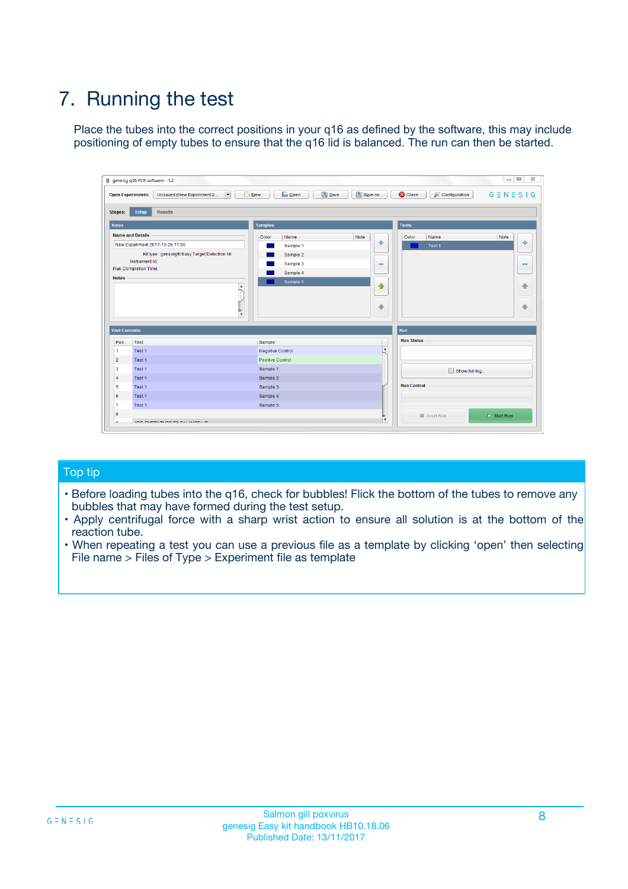# 7. Running the test

Place the tubes into the correct positions in your q16 as defined by the software, this may include positioning of empty tubes to ensure that the q16 lid is balanced. The run can then be started.

## Top tip

- Before loading tubes into the q16, check for bubbles! Flick the bottom of the tubes to remove any bubbles that may have formed during the test setup.
- Apply centrifugal force with a sharp wrist action to ensure all solution is at the bottom of the reaction tube.
- When repeating a test you can use a previous file as a template by clicking 'open' then selecting File name > Files of Type > Experiment file as template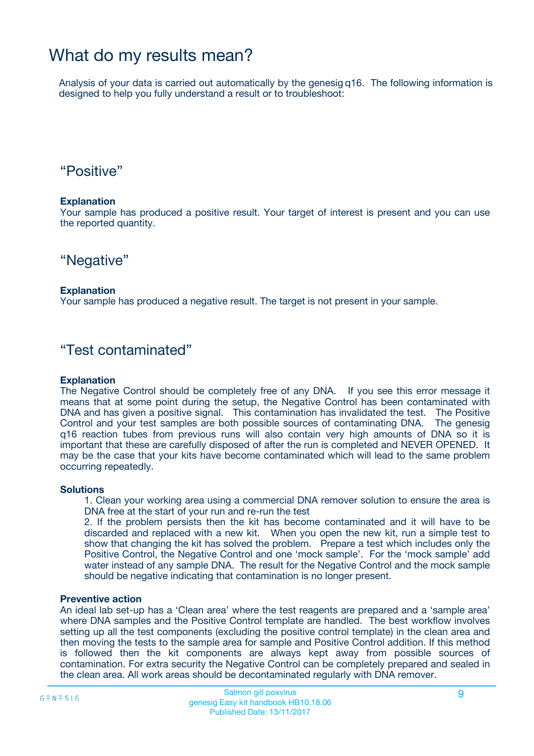# What do my results mean?

Analysis of your data is carried out automatically by the genesig q16. The following information is designed to help you fully understand a result or to troubleshoot:

## “Positive”

**Explanation**
Your sample has produced a positive result. Your target of interest is present and you can use the reported quantity.

## “Negative”

**Explanation**
Your sample has produced a negative result. The target is not present in your sample.

## “Test contaminated”

**Explanation**
The Negative Control should be completely free of any DNA. If you see this error message it means that at some point during the setup, the Negative Control has been contaminated with DNA and has given a positive signal. This contamination has invalidated the test. The Positive Control and your test samples are both possible sources of contaminating DNA. The genesig q16 reaction tubes from previous runs will also contain very high amounts of DNA so it is important that these are carefully disposed of after the run is completed and NEVER OPENED. It may be the case that your kits have become contaminated which will lead to the same problem occurring repeatedly.

**Solutions**

1. Clean your working area using a commercial DNA remover solution to ensure the area is DNA free at the start of your run and re-run the test
2. If the problem persists then the kit has become contaminated and it will have to be discarded and replaced with a new kit. When you open the new kit, run a simple test to show that changing the kit has solved the problem. Prepare a test which includes only the Positive Control, the Negative Control and one ‘mock sample’. For the ‘mock sample’ add water instead of any sample DNA. The result for the Negative Control and the mock sample should be negative indicating that contamination is no longer present.

**Preventive action**
An ideal lab set-up has a ‘Clean area’ where the test reagents are prepared and a ‘sample area’ where DNA samples and the Positive Control template are handled. The best workflow involves setting up all the test components (excluding the positive control template) in the clean area and then moving the tests to the sample area for sample and Positive Control addition. If this method is followed then the kit components are always kept away from possible sources of contamination. For extra security the Negative Control can be completely prepared and sealed in the clean area. All work areas should be decontaminated regularly with DNA remover.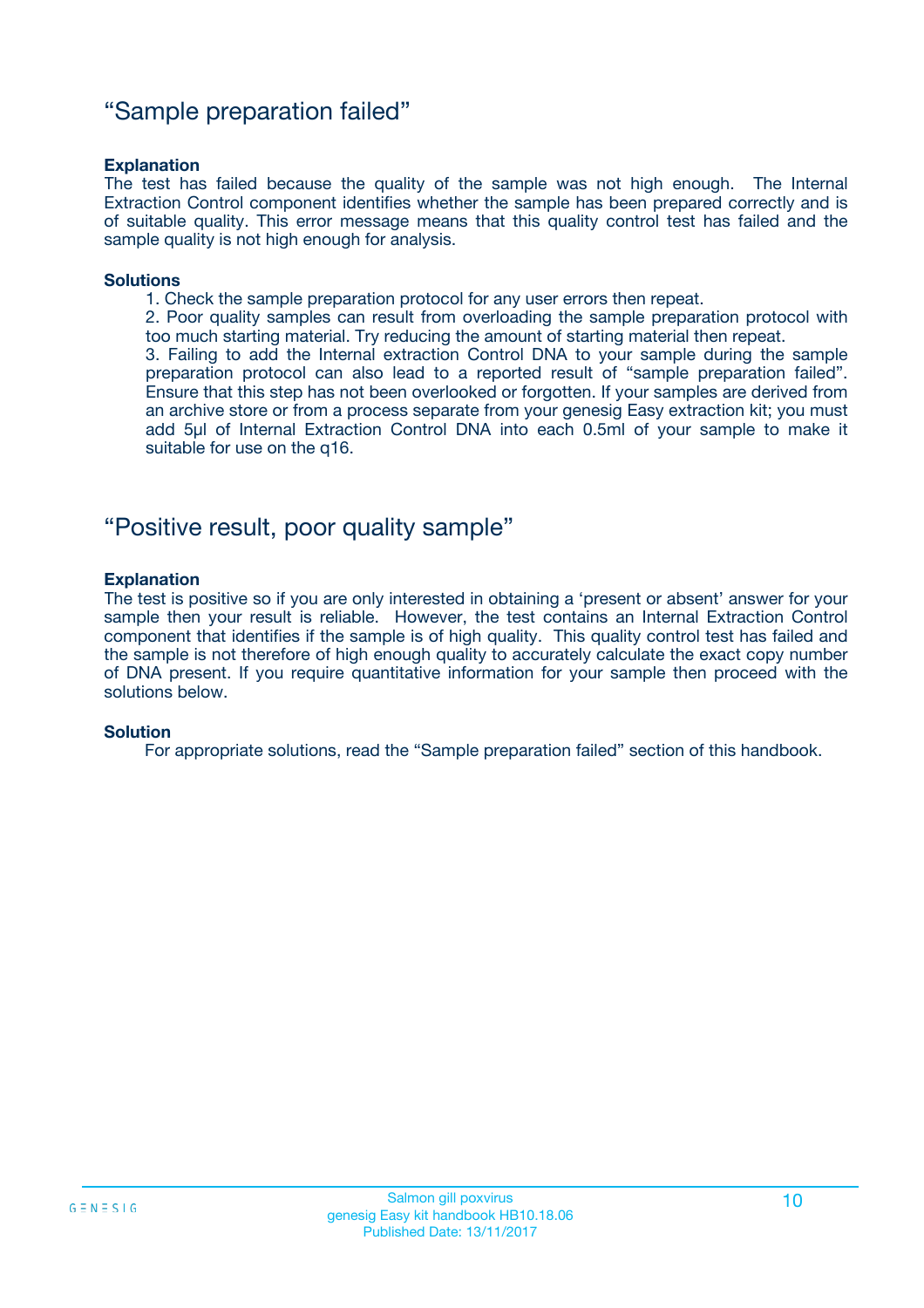## “Sample preparation failed”

**Explanation**

The test has failed because the quality of the sample was not high enough. The Internal Extraction Control component identifies whether the sample has been prepared correctly and is of suitable quality. This error message means that this quality control test has failed and the sample quality is not high enough for analysis.

**Solutions**

1. Check the sample preparation protocol for any user errors then repeat.
2. Poor quality samples can result from overloading the sample preparation protocol with too much starting material. Try reducing the amount of starting material then repeat.
3. Failing to add the Internal extraction Control DNA to your sample during the sample preparation protocol can also lead to a reported result of “sample preparation failed”. Ensure that this step has not been overlooked or forgotten. If your samples are derived from an archive store or from a process separate from your genesig Easy extraction kit; you must add 5µl of Internal Extraction Control DNA into each 0.5ml of your sample to make it suitable for use on the q16.

## “Positive result, poor quality sample”

**Explanation**

The test is positive so if you are only interested in obtaining a ‘present or absent’ answer for your sample then your result is reliable. However, the test contains an Internal Extraction Control component that identifies if the sample is of high quality. This quality control test has failed and the sample is not therefore of high enough quality to accurately calculate the exact copy number of DNA present. If you require quantitative information for your sample then proceed with the solutions below.

**Solution**

For appropriate solutions, read the “Sample preparation failed” section of this handbook.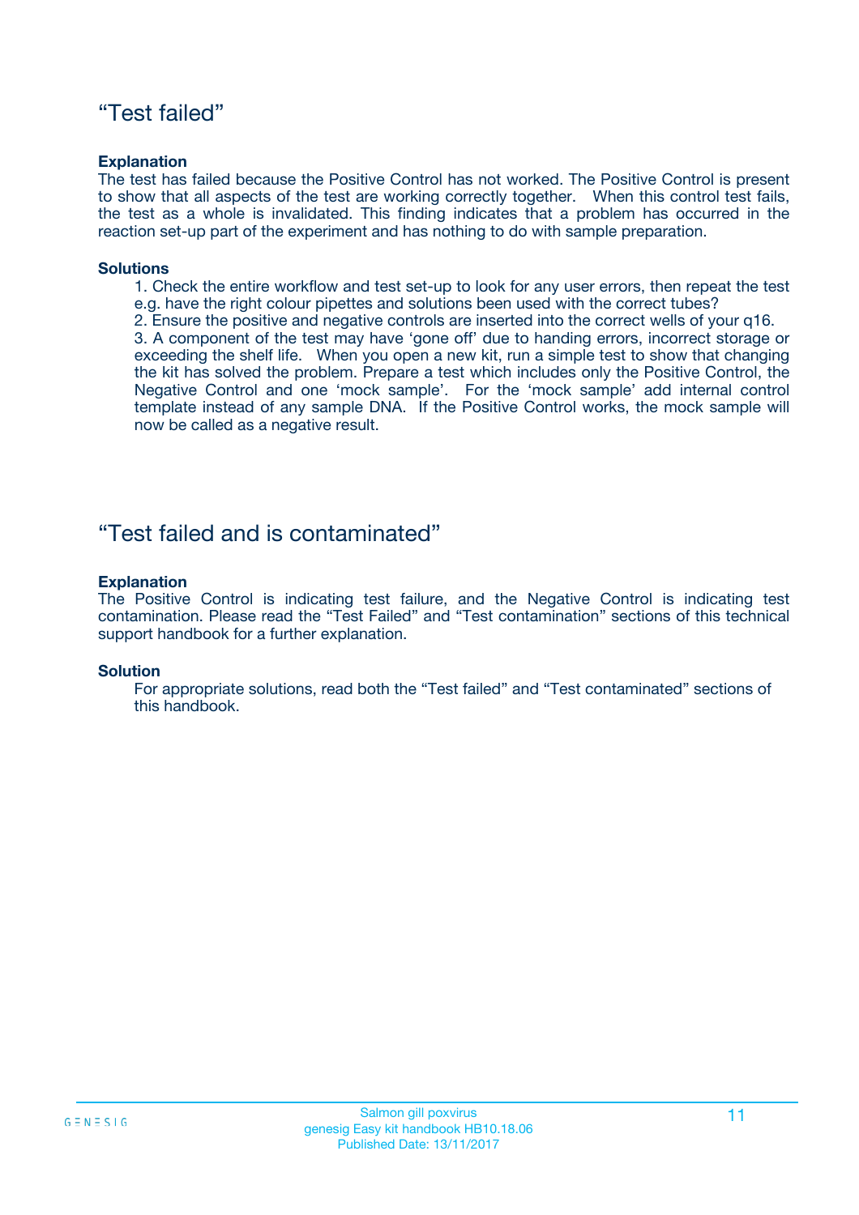## “Test failed”

**Explanation**

The test has failed because the Positive Control has not worked. The Positive Control is present to show that all aspects of the test are working correctly together. When this control test fails, the test as a whole is invalidated. This finding indicates that a problem has occurred in the reaction set-up part of the experiment and has nothing to do with sample preparation.

**Solutions**

1. Check the entire workflow and test set-up to look for any user errors, then repeat the test e.g. have the right colour pipettes and solutions been used with the correct tubes?
2. Ensure the positive and negative controls are inserted into the correct wells of your q16.
3. A component of the test may have ‘gone off’ due to handing errors, incorrect storage or exceeding the shelf life. When you open a new kit, run a simple test to show that changing the kit has solved the problem. Prepare a test which includes only the Positive Control, the Negative Control and one ‘mock sample’. For the ‘mock sample’ add internal control template instead of any sample DNA. If the Positive Control works, the mock sample will now be called as a negative result.

## “Test failed and is contaminated”

**Explanation**

The Positive Control is indicating test failure, and the Negative Control is indicating test contamination. Please read the “Test Failed” and “Test contamination” sections of this technical support handbook for a further explanation.

**Solution**

For appropriate solutions, read both the “Test failed” and “Test contaminated” sections of this handbook.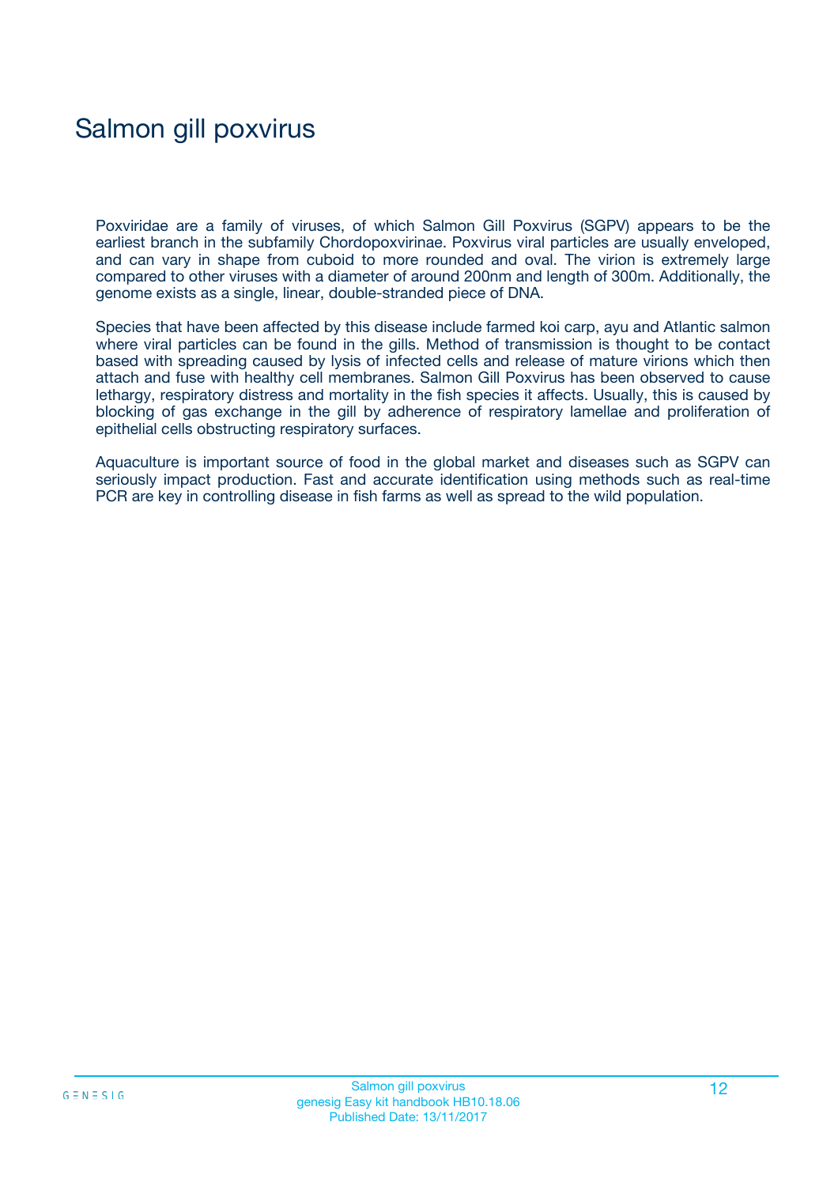# Salmon gill poxvirus

Poxviridae are a family of viruses, of which Salmon Gill Poxvirus (SGPV) appears to be the earliest branch in the subfamily Chordopoxvirinae. Poxvirus viral particles are usually enveloped, and can vary in shape from cuboid to more rounded and oval. The virion is extremely large compared to other viruses with a diameter of around 200nm and length of 300m. Additionally, the genome exists as a single, linear, double-stranded piece of DNA.

Species that have been affected by this disease include farmed koi carp, ayu and Atlantic salmon where viral particles can be found in the gills. Method of transmission is thought to be contact based with spreading caused by lysis of infected cells and release of mature virions which then attach and fuse with healthy cell membranes. Salmon Gill Poxvirus has been observed to cause lethargy, respiratory distress and mortality in the fish species it affects. Usually, this is caused by blocking of gas exchange in the gill by adherence of respiratory lamellae and proliferation of epithelial cells obstructing respiratory surfaces.

Aquaculture is important source of food in the global market and diseases such as SGPV can seriously impact production. Fast and accurate identification using methods such as real-time PCR are key in controlling disease in fish farms as well as spread to the wild population.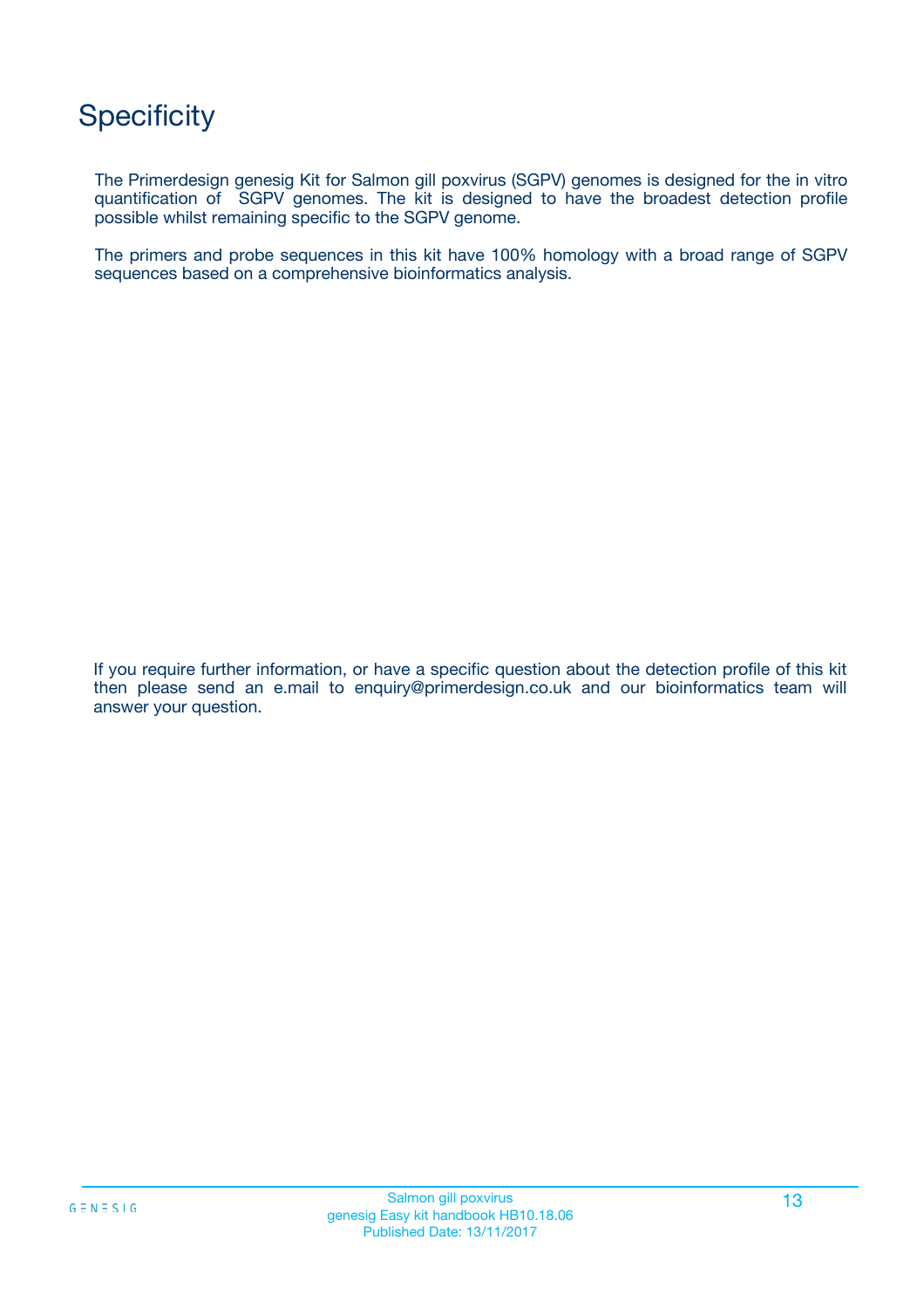# Specificity

The Primerdesign genesig Kit for Salmon gill poxvirus (SGPV) genomes is designed for the in vitro quantification of SGPV genomes. The kit is designed to have the broadest detection profile possible whilst remaining specific to the SGPV genome.

The primers and probe sequences in this kit have 100% homology with a broad range of SGPV sequences based on a comprehensive bioinformatics analysis.

If you require further information, or have a specific question about the detection profile of this kit then please send an e.mail to enquiry@primerdesign.co.uk and our bioinformatics team will answer your question.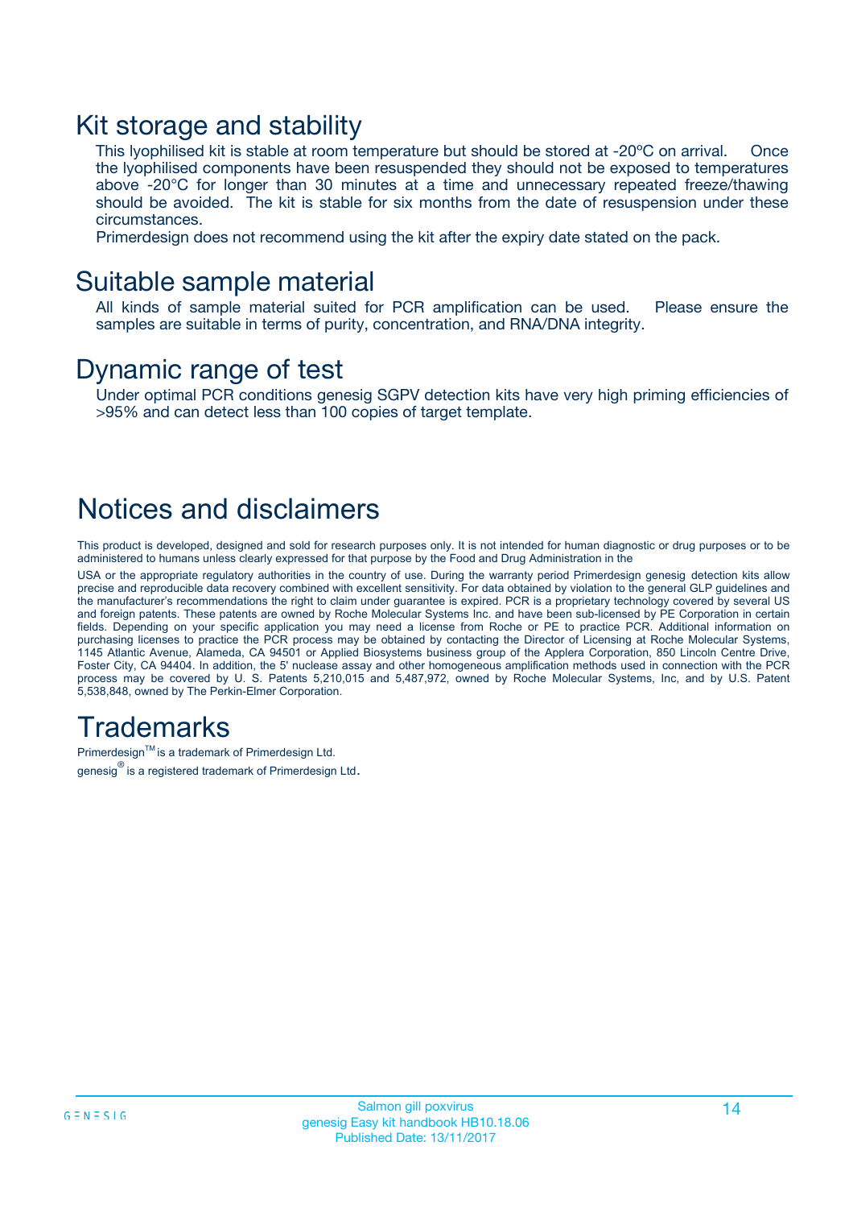## Kit storage and stability

This lyophilised kit is stable at room temperature but should be stored at -20ºC on arrival. Once the lyophilised components have been resuspended they should not be exposed to temperatures above -20°C for longer than 30 minutes at a time and unnecessary repeated freeze/thawing should be avoided. The kit is stable for six months from the date of resuspension under these circumstances.

Primerdesign does not recommend using the kit after the expiry date stated on the pack.

## Suitable sample material

All kinds of sample material suited for PCR amplification can be used. Please ensure the samples are suitable in terms of purity, concentration, and RNA/DNA integrity.

## Dynamic range of test

Under optimal PCR conditions genesig SGPV detection kits have very high priming efficiencies of >95% and can detect less than 100 copies of target template.

# Notices and disclaimers

This product is developed, designed and sold for research purposes only. It is not intended for human diagnostic or drug purposes or to be administered to humans unless clearly expressed for that purpose by the Food and Drug Administration in the

USA or the appropriate regulatory authorities in the country of use. During the warranty period Primerdesign genesig detection kits allow precise and reproducible data recovery combined with excellent sensitivity. For data obtained by violation to the general GLP guidelines and the manufacturer's recommendations the right to claim under guarantee is expired. PCR is a proprietary technology covered by several US and foreign patents. These patents are owned by Roche Molecular Systems Inc. and have been sub-licensed by PE Corporation in certain fields. Depending on your specific application you may need a license from Roche or PE to practice PCR. Additional information on purchasing licenses to practice the PCR process may be obtained by contacting the Director of Licensing at Roche Molecular Systems, 1145 Atlantic Avenue, Alameda, CA 94501 or Applied Biosystems business group of the Applera Corporation, 850 Lincoln Centre Drive, Foster City, CA 94404. In addition, the 5' nuclease assay and other homogeneous amplification methods used in connection with the PCR process may be covered by U. S. Patents 5,210,015 and 5,487,972, owned by Roche Molecular Systems, Inc, and by U.S. Patent 5,538,848, owned by The Perkin-Elmer Corporation.

# Trademarks

Primerdesign™ is a trademark of Primerdesign Ltd.

genesig® is a registered trademark of Primerdesign Ltd.